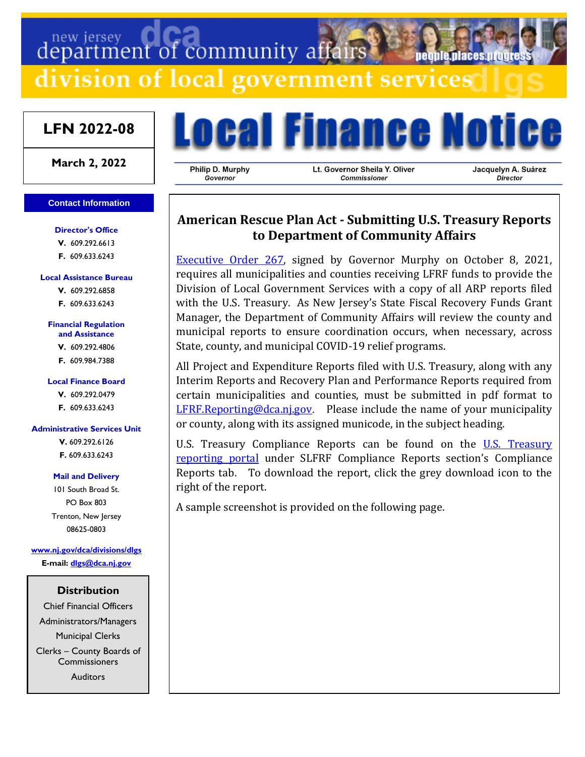new jersey department of community affairs

division of local government services

people.places.progress

**LFN 2022-08**

**March 2, 2022**

# Local Finance Notice

Philip D. Murphy, *Governor* | Lt. Governor Sheila Y. Oliver, *Commissioner* | Jacquelyn A. Suárez, *Director*

## American Rescue Plan Act - Submitting U.S. Treasury Reports to Department of Community Affairs

Executive Order 267, signed by Governor Murphy on October 8, 2021, requires all municipalities and counties receiving LFRF funds to provide the Division of Local Government Services with a copy of all ARP reports filed with the U.S. Treasury. As New Jersey's State Fiscal Recovery Funds Grant Manager, the Department of Community Affairs will review the county and municipal reports to ensure coordination occurs, when necessary, across State, county, and municipal COVID-19 relief programs.

All Project and Expenditure Reports filed with U.S. Treasury, along with any Interim Reports and Recovery Plan and Performance Reports required from certain municipalities and counties, must be submitted in pdf format to LFRF.Reporting@dca.nj.gov. Please include the name of your municipality or county, along with its assigned municode, in the subject heading.

U.S. Treasury Compliance Reports can be found on the U.S. Treasury reporting portal under SLFRF Compliance Reports section's Compliance Reports tab. To download the report, click the grey download icon to the right of the report.

A sample screenshot is provided on the following page.

**Contact Information**

**Director's Office**
V. 609.292.6613
F. 609.633.6243

**Local Assistance Bureau**
V. 609.292.6858
F. 609.633.6243

**Financial Regulation and Assistance**
V. 609.292.4806
F. 609.984.7388

**Local Finance Board**
V. 609.292.0479
F. 609.633.6243

**Administrative Services Unit**
V. 609.292.6126
F. 609.633.6243

**Mail and Delivery**
101 South Broad St.
PO Box 803
Trenton, New Jersey
08625-0803

www.nj.gov/dca/divisions/dlgs
**E-mail:** dlgs@dca.nj.gov

**Distribution**

Chief Financial Officers
Administrators/Managers
Municipal Clerks
Clerks – County Boards of Commissioners
Auditors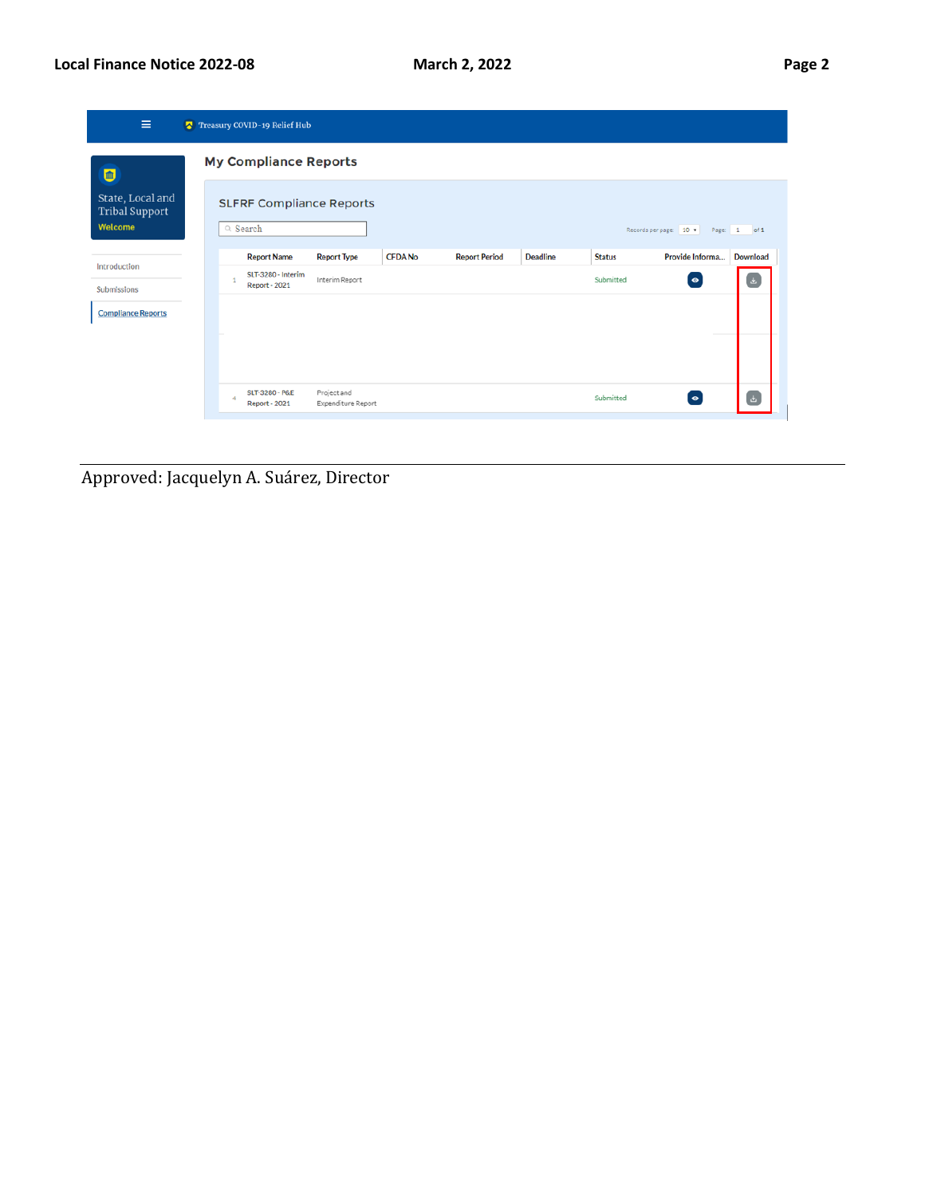Treasury COVID-19 Relief Hub

State, Local and Tribal Support

Welcome

- Introduction
- Submissions
- Compliance Reports

## My Compliance Reports

### SLFRF Compliance Reports

Search

Records per page: 10 Page: 1 of 1

| | Report Name | Report Type | CFDA No | Report Period | Deadline | Status | Provide Informa... | Download |
|---|---|---|---|---|---|---|---|---|
| 1 | SLT-3280 - Interim Report - 2021 | Interim Report | | | | Submitted | | |
| 4 | SLT-3280 - P&E Report - 2021 | Project and Expenditure Report | | | | Submitted | | |

Approved: Jacquelyn A. Suárez, Director